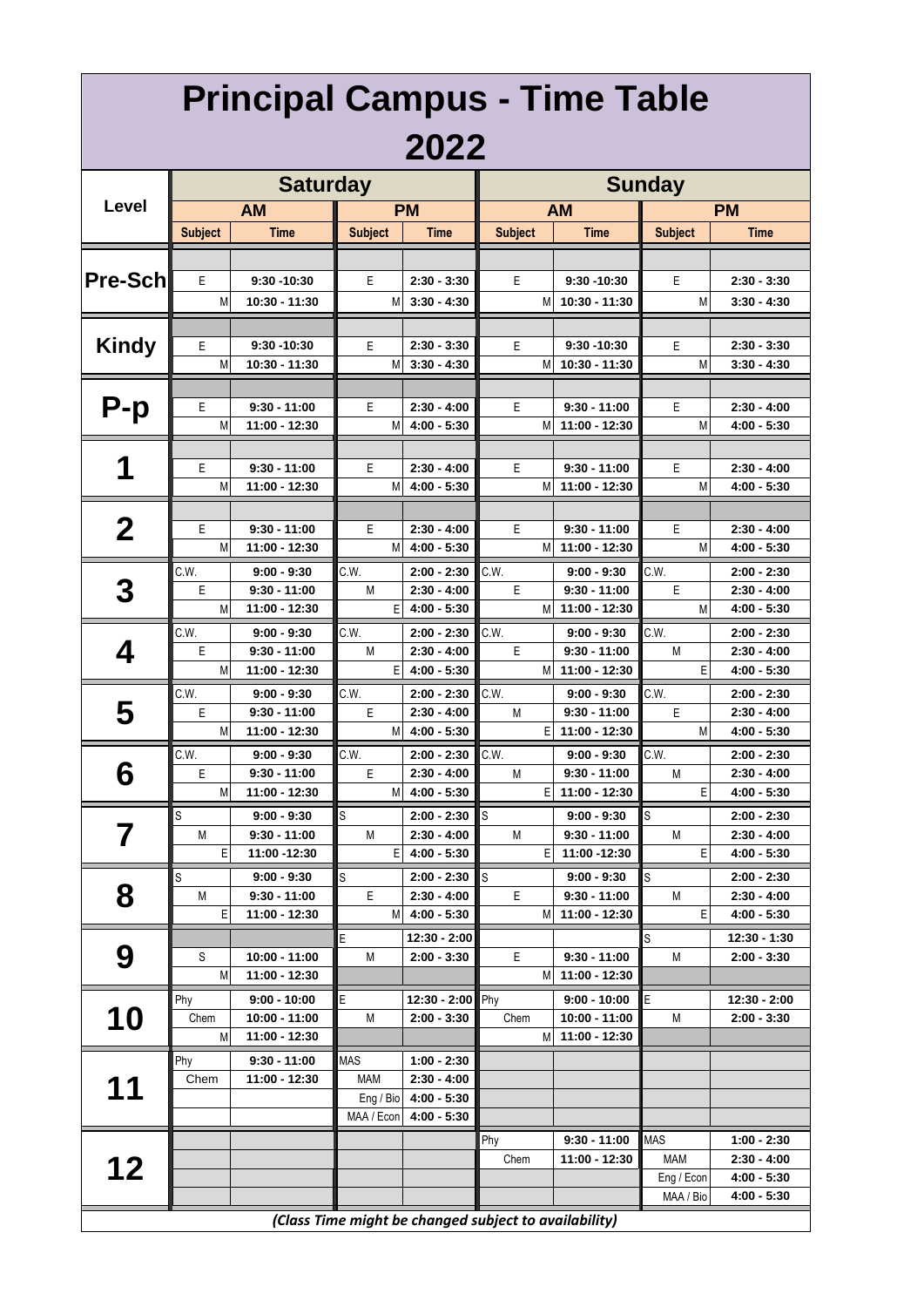# Principal Campus - Time Table 2022

| Level | Saturday | | | | Sunday | | | |
|---|---|---|---|---|---|---|---|---|
| | AM | | PM | | AM | | PM | |
| | Subject | Time | Subject | Time | Subject | Time | Subject | Time |
| Pre-Sch | E | 9:30 -10:30 | E | 2:30 - 3:30 | E | 9:30 -10:30 | E | 2:30 - 3:30 |
| | M | 10:30 - 11:30 | M | 3:30 - 4:30 | M | 10:30 - 11:30 | M | 3:30 - 4:30 |
| Kindy | E | 9:30 -10:30 | E | 2:30 - 3:30 | E | 9:30 -10:30 | E | 2:30 - 3:30 |
| | M | 10:30 - 11:30 | M | 3:30 - 4:30 | M | 10:30 - 11:30 | M | 3:30 - 4:30 |
| P-p | E | 9:30 - 11:00 | E | 2:30 - 4:00 | E | 9:30 - 11:00 | E | 2:30 - 4:00 |
| | M | 11:00 - 12:30 | M | 4:00 - 5:30 | M | 11:00 - 12:30 | M | 4:00 - 5:30 |
| 1 | E | 9:30 - 11:00 | E | 2:30 - 4:00 | E | 9:30 - 11:00 | E | 2:30 - 4:00 |
| | M | 11:00 - 12:30 | M | 4:00 - 5:30 | M | 11:00 - 12:30 | M | 4:00 - 5:30 |
| 2 | E | 9:30 - 11:00 | E | 2:30 - 4:00 | E | 9:30 - 11:00 | E | 2:30 - 4:00 |
| | M | 11:00 - 12:30 | M | 4:00 - 5:30 | M | 11:00 - 12:30 | M | 4:00 - 5:30 |
| 3 | C.W. | 9:00 - 9:30 | C.W. | 2:00 - 2:30 | C.W. | 9:00 - 9:30 | C.W. | 2:00 - 2:30 |
| | E | 9:30 - 11:00 | M | 2:30 - 4:00 | E | 9:30 - 11:00 | E | 2:30 - 4:00 |
| | M | 11:00 - 12:30 | E | 4:00 - 5:30 | M | 11:00 - 12:30 | M | 4:00 - 5:30 |
| 4 | C.W. | 9:00 - 9:30 | C.W. | 2:00 - 2:30 | C.W. | 9:00 - 9:30 | C.W. | 2:00 - 2:30 |
| | E | 9:30 - 11:00 | M | 2:30 - 4:00 | E | 9:30 - 11:00 | M | 2:30 - 4:00 |
| | M | 11:00 - 12:30 | E | 4:00 - 5:30 | M | 11:00 - 12:30 | E | 4:00 - 5:30 |
| 5 | C.W. | 9:00 - 9:30 | C.W. | 2:00 - 2:30 | C.W. | 9:00 - 9:30 | C.W. | 2:00 - 2:30 |
| | E | 9:30 - 11:00 | E | 2:30 - 4:00 | M | 9:30 - 11:00 | E | 2:30 - 4:00 |
| | M | 11:00 - 12:30 | M | 4:00 - 5:30 | E | 11:00 - 12:30 | M | 4:00 - 5:30 |
| 6 | C.W. | 9:00 - 9:30 | C.W. | 2:00 - 2:30 | C.W. | 9:00 - 9:30 | C.W. | 2:00 - 2:30 |
| | E | 9:30 - 11:00 | E | 2:30 - 4:00 | M | 9:30 - 11:00 | M | 2:30 - 4:00 |
| | M | 11:00 - 12:30 | M | 4:00 - 5:30 | E | 11:00 - 12:30 | E | 4:00 - 5:30 |
| 7 | S | 9:00 - 9:30 | S | 2:00 - 2:30 | S | 9:00 - 9:30 | S | 2:00 - 2:30 |
| | M | 9:30 - 11:00 | M | 2:30 - 4:00 | M | 9:30 - 11:00 | M | 2:30 - 4:00 |
| | E | 11:00 -12:30 | E | 4:00 - 5:30 | E | 11:00 -12:30 | E | 4:00 - 5:30 |
| 8 | S | 9:00 - 9:30 | S | 2:00 - 2:30 | S | 9:00 - 9:30 | S | 2:00 - 2:30 |
| | M | 9:30 - 11:00 | E | 2:30 - 4:00 | E | 9:30 - 11:00 | M | 2:30 - 4:00 |
| | E | 11:00 - 12:30 | M | 4:00 - 5:30 | M | 11:00 - 12:30 | E | 4:00 - 5:30 |
| 9 | | | E | 12:30 - 2:00 | | | S | 12:30 - 1:30 |
| | S | 10:00 - 11:00 | M | 2:00 - 3:30 | E | 9:30 - 11:00 | M | 2:00 - 3:30 |
| | M | 11:00 - 12:30 | | | M | 11:00 - 12:30 | | |
| 10 | Phy | 9:00 - 10:00 | E | 12:30 - 2:00 | Phy | 9:00 - 10:00 | E | 12:30 - 2:00 |
| | Chem | 10:00 - 11:00 | M | 2:00 - 3:30 | Chem | 10:00 - 11:00 | M | 2:00 - 3:30 |
| | M | 11:00 - 12:30 | | | M | 11:00 - 12:30 | | |
| 11 | Phy | 9:30 - 11:00 | MAS | 1:00 - 2:30 | | | | |
| | Chem | 11:00 - 12:30 | MAM | 2:30 - 4:00 | | | | |
| | | | Eng / Bio | 4:00 - 5:30 | | | | |
| | | | MAA / Econ | 4:00 - 5:30 | | | | |
| 12 | | | | | Phy | 9:30 - 11:00 | MAS | 1:00 - 2:30 |
| | | | | | Chem | 11:00 - 12:30 | MAM | 2:30 - 4:00 |
| | | | | | | | Eng / Econ | 4:00 - 5:30 |
| | | | | | | | MAA / Bio | 4:00 - 5:30 |

***(Class Time might be changed subject to availability)***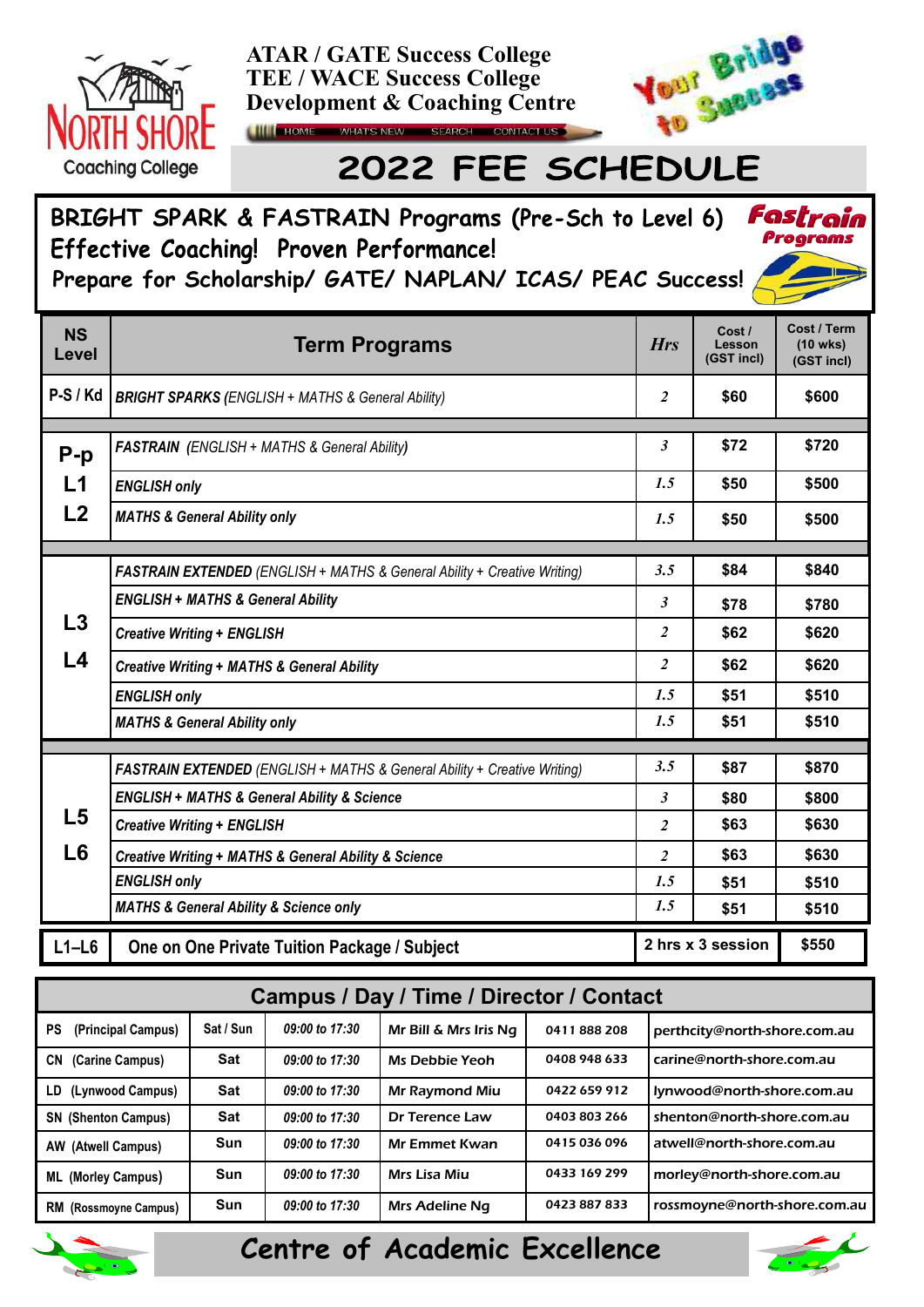# North Shore Coaching College

**ATAR / GATE Success College**
**TEE / WACE Success College**
**Development & Coaching Centre**

Your Bridge to Success

HOME | WHAT'S NEW | SEARCH | CONTACT US

# 2022 FEE SCHEDULE

## BRIGHT SPARK & FASTRAIN Programs (Pre-Sch to Level 6)

**Effective Coaching! Proven Performance!**

**Prepare for Scholarship/ GATE/ NAPLAN/ ICAS/ PEAC Success!**

Fastrain Programs

| NS Level | Term Programs | Hrs | Cost / Lesson (GST incl) | Cost / Term (10 wks) (GST incl) |
|---|---|---|---|---|
| P-S / Kd | ***BRIGHT SPARKS*** *(ENGLISH + MATHS & General Ability)* | 2 | $60 | $600 |
| P-p L1 L2 | ***FASTRAIN*** *(ENGLISH + MATHS & General Ability)* | 3 | $72 | $720 |
| | ***ENGLISH only*** | 1.5 | $50 | $500 |
| | ***MATHS & General Ability only*** | 1.5 | $50 | $500 |
| L3 L4 | ***FASTRAIN EXTENDED*** *(ENGLISH + MATHS & General Ability + Creative Writing)* | 3.5 | $84 | $840 |
| | ***ENGLISH + MATHS & General Ability*** | 3 | $78 | $780 |
| | ***Creative Writing + ENGLISH*** | 2 | $62 | $620 |
| | ***Creative Writing + MATHS & General Ability*** | 2 | $62 | $620 |
| | ***ENGLISH only*** | 1.5 | $51 | $510 |
| | ***MATHS & General Ability only*** | 1.5 | $51 | $510 |
| L5 L6 | ***FASTRAIN EXTENDED*** *(ENGLISH + MATHS & General Ability + Creative Writing)* | 3.5 | $87 | $870 |
| | ***ENGLISH + MATHS & General Ability & Science*** | 3 | $80 | $800 |
| | ***Creative Writing + ENGLISH*** | 2 | $63 | $630 |
| | ***Creative Writing + MATHS & General Ability & Science*** | 2 | $63 | $630 |
| | ***ENGLISH only*** | 1.5 | $51 | $510 |
| | ***MATHS & General Ability & Science only*** | 1.5 | $51 | $510 |
| L1–L6 | One on One Private Tuition Package / Subject | 2 hrs x 3 session | | $550 |

## Campus / Day / Time / Director / Contact

| Campus | Day | Time | Director | Contact | Email |
|---|---|---|---|---|---|
| PS (Principal Campus) | Sat / Sun | 09:00 to 17:30 | Mr Bill & Mrs Iris Ng | 0411 888 208 | perthcity@north-shore.com.au |
| CN (Carine Campus) | Sat | 09:00 to 17:30 | Ms Debbie Yeoh | 0408 948 633 | carine@north-shore.com.au |
| LD (Lynwood Campus) | Sat | 09:00 to 17:30 | Mr Raymond Miu | 0422 659 912 | lynwood@north-shore.com.au |
| SN (Shenton Campus) | Sat | 09:00 to 17:30 | Dr Terence Law | 0403 803 266 | shenton@north-shore.com.au |
| AW (Atwell Campus) | Sun | 09:00 to 17:30 | Mr Emmet Kwan | 0415 036 096 | atwell@north-shore.com.au |
| ML (Morley Campus) | Sun | 09:00 to 17:30 | Mrs Lisa Miu | 0433 169 299 | morley@north-shore.com.au |
| RM (Rossmoyne Campus) | Sun | 09:00 to 17:30 | Mrs Adeline Ng | 0423 887 833 | rossmoyne@north-shore.com.au |

## Centre of Academic Excellence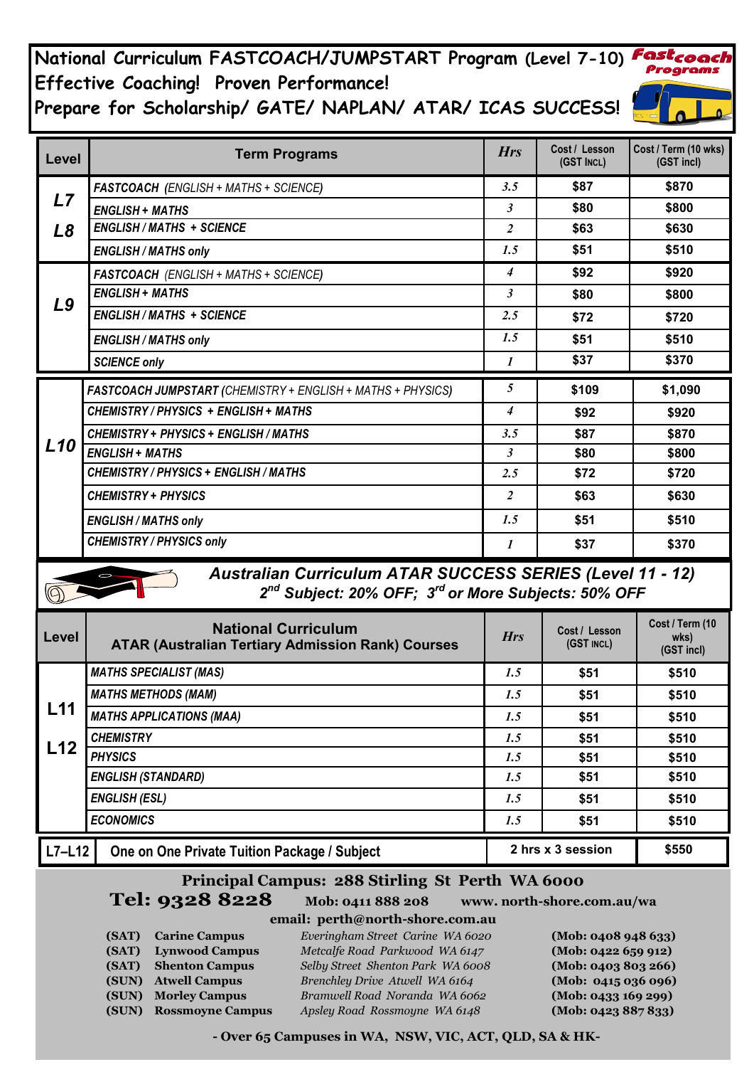# National Curriculum FASTCOACH/JUMPSTART Program (Level 7-10)

**Effective Coaching! Proven Performance!**

**Prepare for Scholarship/ GATE/ NAPLAN/ ATAR/ ICAS SUCCESS!**

Fastcoach Programs

| Level | Term Programs | Hrs | Cost / Lesson (GST INCL) | Cost / Term (10 wks) (GST incl) |
|---|---|---|---|---|
| L7 L8 | *FASTCOACH (ENGLISH + MATHS + SCIENCE)* | 3.5 | $87 | $870 |
| | *ENGLISH + MATHS* | 3 | $80 | $800 |
| | *ENGLISH / MATHS + SCIENCE* | 2 | $63 | $630 |
| | *ENGLISH / MATHS only* | 1.5 | $51 | $510 |
| L9 | *FASTCOACH (ENGLISH + MATHS + SCIENCE)* | 4 | $92 | $920 |
| | *ENGLISH + MATHS* | 3 | $80 | $800 |
| | *ENGLISH / MATHS + SCIENCE* | 2.5 | $72 | $720 |
| | *ENGLISH / MATHS only* | 1.5 | $51 | $510 |
| | *SCIENCE only* | 1 | $37 | $370 |
| L10 | *FASTCOACH JUMPSTART (CHEMISTRY + ENGLISH + MATHS + PHYSICS)* | 5 | $109 | $1,090 |
| | *CHEMISTRY / PHYSICS + ENGLISH + MATHS* | 4 | $92 | $920 |
| | *CHEMISTRY + PHYSICS + ENGLISH / MATHS* | 3.5 | $87 | $870 |
| | *ENGLISH + MATHS* | 3 | $80 | $800 |
| | *CHEMISTRY / PHYSICS + ENGLISH / MATHS* | 2.5 | $72 | $720 |
| | *CHEMISTRY + PHYSICS* | 2 | $63 | $630 |
| | *ENGLISH / MATHS only* | 1.5 | $51 | $510 |
| | *CHEMISTRY / PHYSICS only* | 1 | $37 | $370 |

## *Australian Curriculum ATAR SUCCESS SERIES (Level 11 - 12)*

***2nd Subject: 20% OFF; 3rd or More Subjects: 50% OFF***

| Level | National Curriculum ATAR (Australian Tertiary Admission Rank) Courses | Hrs | Cost / Lesson (GST INCL) | Cost / Term (10 wks) (GST incl) |
|---|---|---|---|---|
| L11 L12 | *MATHS SPECIALIST (MAS)* | 1.5 | $51 | $510 |
| | *MATHS METHODS (MAM)* | 1.5 | $51 | $510 |
| | *MATHS APPLICATIONS (MAA)* | 1.5 | $51 | $510 |
| | *CHEMISTRY* | 1.5 | $51 | $510 |
| | *PHYSICS* | 1.5 | $51 | $510 |
| | *ENGLISH (STANDARD)* | 1.5 | $51 | $510 |
| | *ENGLISH (ESL)* | 1.5 | $51 | $510 |
| | *ECONOMICS* | 1.5 | $51 | $510 |
| L7–L12 | One on One Private Tuition Package / Subject | 2 hrs x 3 session | | $550 |

**Principal Campus: 288 Stirling St Perth WA 6000**

**Tel: 9328 8228** **Mob: 0411 888 208** **www. north-shore.com.au/wa**

**email: perth@north-shore.com.au**

| | | | |
|---|---|---|---|
| **(SAT)** | **Carine Campus** | *Everingham Street Carine WA 6020* | **(Mob: 0408 948 633)** |
| **(SAT)** | **Lynwood Campus** | *Metcalfe Road Parkwood WA 6147* | **(Mob: 0422 659 912)** |
| **(SAT)** | **Shenton Campus** | *Selby Street Shenton Park WA 6008* | **(Mob: 0403 803 266)** |
| **(SUN)** | **Atwell Campus** | *Brenchley Drive Atwell WA 6164* | **(Mob: 0415 036 096)** |
| **(SUN)** | **Morley Campus** | *Bramwell Road Noranda WA 6062* | **(Mob: 0433 169 299)** |
| **(SUN)** | **Rossmoyne Campus** | *Apsley Road Rossmoyne WA 6148* | **(Mob: 0423 887 833)** |

**- Over 65 Campuses in WA, NSW, VIC, ACT, QLD, SA & HK-**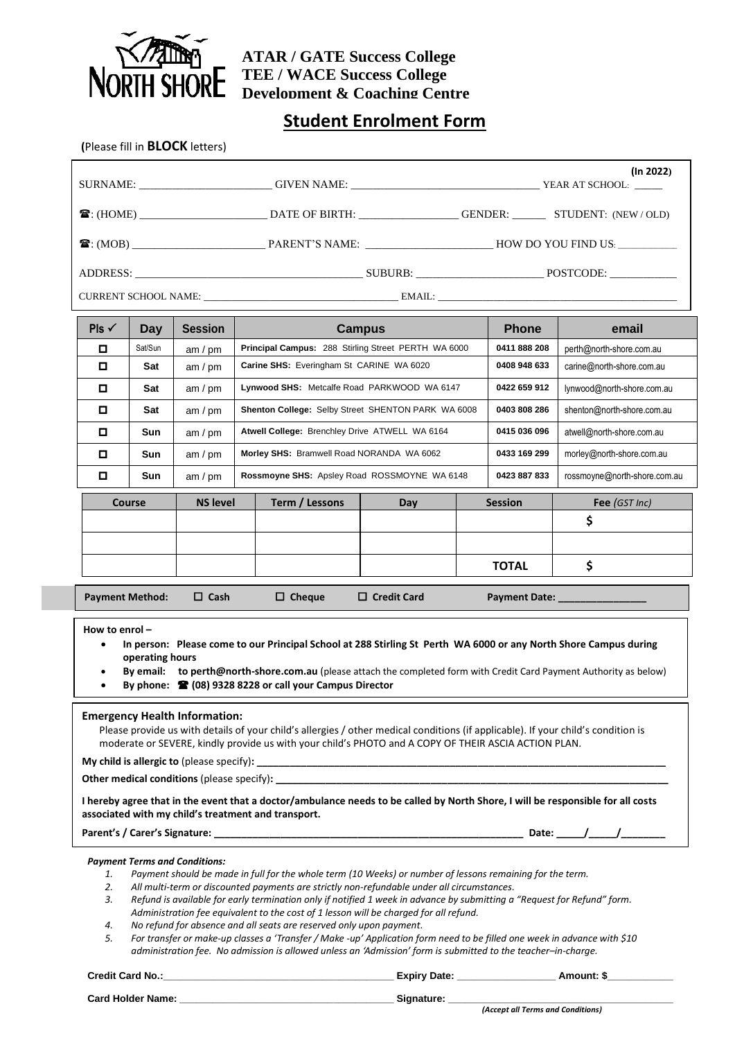NORTH SHORE

**ATAR / GATE Success College**
**TEE / WACE Success College**
**Development & Coaching Centre**

# Student Enrolment Form

**(**Please fill in **BLOCK** letters)

**(In 2022)**

SURNAME: ________________________ GIVEN NAME: __________________________________ YEAR AT SCHOOL: _____

☎: (HOME) ______________________ DATE OF BIRTH: _________________ GENDER: ______ STUDENT: (NEW / OLD)

☎: (MOB) ________________________ PARENT'S NAME: ______________________ HOW DO YOU FIND US: ___________

ADDRESS: ________________________________________ SUBURB: ______________________ POSTCODE: ____________

CURRENT SCHOOL NAME: ____________________________________ EMAIL: ______________________________________________

| Pls ✓ | Day | Session | Campus | Phone | email |
|---|---|---|---|---|---|
| ☐ | Sat/Sun | am / pm | **Principal Campus:** 288 Stirling Street PERTH WA 6000 | 0411 888 208 | perth@north-shore.com.au |
| ☐ | Sat | am / pm | **Carine SHS:** Everingham St CARINE WA 6020 | 0408 948 633 | carine@north-shore.com.au |
| ☐ | Sat | am / pm | **Lynwood SHS:** Metcalfe Road PARKWOOD WA 6147 | 0422 659 912 | lynwood@north-shore.com.au |
| ☐ | Sat | am / pm | **Shenton College:** Selby Street SHENTON PARK WA 6008 | 0403 808 286 | shenton@north-shore.com.au |
| ☐ | Sun | am / pm | **Atwell College:** Brenchley Drive ATWELL WA 6164 | 0415 036 096 | atwell@north-shore.com.au |
| ☐ | Sun | am / pm | **Morley SHS:** Bramwell Road NORANDA WA 6062 | 0433 169 299 | morley@north-shore.com.au |
| ☐ | Sun | am / pm | **Rossmoyne SHS:** Apsley Road ROSSMOYNE WA 6148 | 0423 887 833 | rossmoyne@north-shore.com.au |

| Course | NS level | Term / Lessons | Day | Session | Fee *(GST Inc)* |
|---|---|---|---|---|---|
| | | | | | $ |
| | | | | | |
| | | | | **TOTAL** | $ |

**Payment Method:** ☐ **Cash** ☐ **Cheque** ☐ **Credit Card** **Payment Date: ________________**

**How to enrol –**

- **In person: Please come to our Principal School at 288 Stirling St Perth WA 6000 or any North Shore Campus during operating hours**
- **By email: to perth@north-shore.com.au** (please attach the completed form with Credit Card Payment Authority as below)
- **By phone: ☎ (08) 9328 8228 or call your Campus Director**

**Emergency Health Information:**

Please provide us with details of your child's allergies / other medical conditions (if applicable). If your child's condition is moderate or SEVERE, kindly provide us with your child's PHOTO and A COPY OF THEIR ASCIA ACTION PLAN.

**My child is allergic to** (please specify)**: ________________________________________________________________________**

**Other medical conditions** (please specify)**: ________________________________________________________________________**

**I hereby agree that in the event that a doctor/ambulance needs to be called by North Shore, I will be responsible for all costs associated with my child's treatment and transport.**

**Parent's / Carer's Signature: __________________________________________________________ Date: _____/_____/________**

***Payment Terms and Conditions:***

1. *Payment should be made in full for the whole term (10 Weeks) or number of lessons remaining for the term.*
2. *All multi-term or discounted payments are strictly non-refundable under all circumstances.*
3. *Refund is available for early termination only if notified 1 week in advance by submitting a "Request for Refund" form. Administration fee equivalent to the cost of 1 lesson will be charged for all refund.*
4. *No refund for absence and all seats are reserved only upon payment.*
5. *For transfer or make-up classes a 'Transfer / Make -up' Application form need to be filled one week in advance with $10 administration fee. No admission is allowed unless an 'Admission' form is submitted to the teacher–in-charge.*

**Credit Card No.:__________________________________________ Expiry Date: _________________ Amount: $____________**

**Card Holder Name: ______________________________________ Signature: ________________________________________**

***(Accept all Terms and Conditions)***